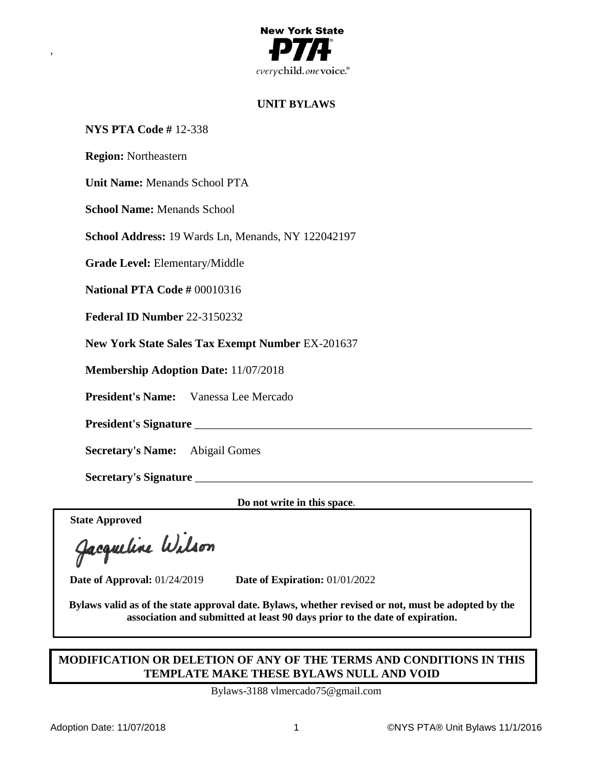New York State PTA®

*everychild. onevoice.*®

# UNIT BYLAWS

**NYS PTA Code #** 12-338

**Region:** Northeastern

**Unit Name:** Menands School PTA

**School Name:** Menands School

**School Address:** 19 Wards Ln, Menands, NY 122042197

**Grade Level:** Elementary/Middle

**National PTA Code #** 00010316

**Federal ID Number** 22-3150232

**New York State Sales Tax Exempt Number** EX-201637

**Membership Adoption Date:** 11/07/2018

**President's Name:** Vanessa Lee Mercado

**President's Signature** ______________________________________________

**Secretary's Name:** Abigail Gomes

**Secretary's Signature** ______________________________________________

**Do not write in this space**.

**State Approved**

Jacqueline Wilson

**Date of Approval:** 01/24/2019 **Date of Expiration:** 01/01/2022

**Bylaws valid as of the state approval date. Bylaws, whether revised or not, must be adopted by the association and submitted at least 90 days prior to the date of expiration.**

**MODIFICATION OR DELETION OF ANY OF THE TERMS AND CONDITIONS IN THIS TEMPLATE MAKE THESE BYLAWS NULL AND VOID**

Bylaws-3188 vlmercado75@gmail.com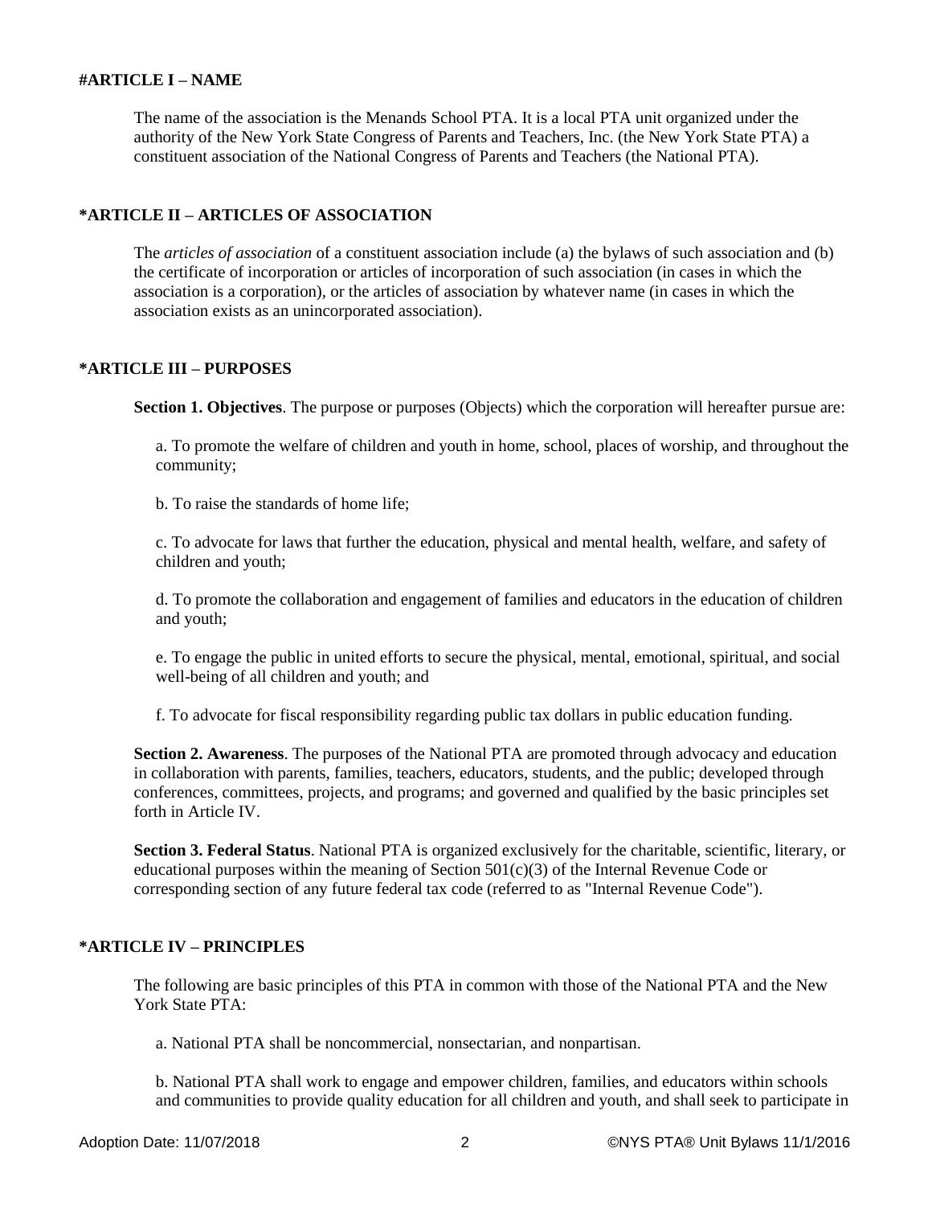## #ARTICLE I – NAME

The name of the association is the Menands School PTA. It is a local PTA unit organized under the authority of the New York State Congress of Parents and Teachers, Inc. (the New York State PTA) a constituent association of the National Congress of Parents and Teachers (the National PTA).

## *ARTICLE II – ARTICLES OF ASSOCIATION

The *articles of association* of a constituent association include (a) the bylaws of such association and (b) the certificate of incorporation or articles of incorporation of such association (in cases in which the association is a corporation), or the articles of association by whatever name (in cases in which the association exists as an unincorporated association).

## *ARTICLE III – PURPOSES

**Section 1. Objectives**. The purpose or purposes (Objects) which the corporation will hereafter pursue are:

a. To promote the welfare of children and youth in home, school, places of worship, and throughout the community;

b. To raise the standards of home life;

c. To advocate for laws that further the education, physical and mental health, welfare, and safety of children and youth;

d. To promote the collaboration and engagement of families and educators in the education of children and youth;

e. To engage the public in united efforts to secure the physical, mental, emotional, spiritual, and social well-being of all children and youth; and

f. To advocate for fiscal responsibility regarding public tax dollars in public education funding.

**Section 2. Awareness**. The purposes of the National PTA are promoted through advocacy and education in collaboration with parents, families, teachers, educators, students, and the public; developed through conferences, committees, projects, and programs; and governed and qualified by the basic principles set forth in Article IV.

**Section 3. Federal Status**. National PTA is organized exclusively for the charitable, scientific, literary, or educational purposes within the meaning of Section 501(c)(3) of the Internal Revenue Code or corresponding section of any future federal tax code (referred to as "Internal Revenue Code").

## *ARTICLE IV – PRINCIPLES

The following are basic principles of this PTA in common with those of the National PTA and the New York State PTA:

a. National PTA shall be noncommercial, nonsectarian, and nonpartisan.

b. National PTA shall work to engage and empower children, families, and educators within schools and communities to provide quality education for all children and youth, and shall seek to participate in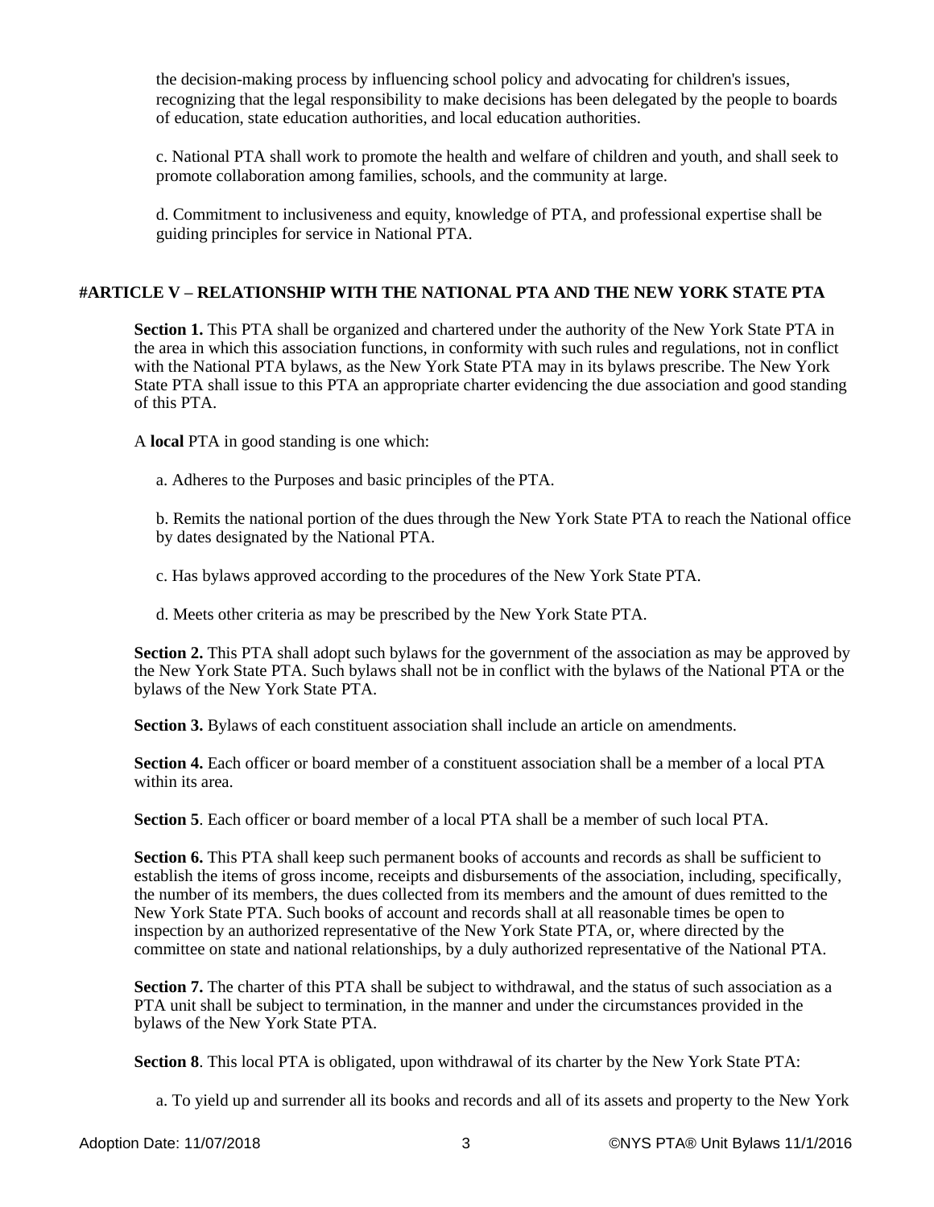the decision-making process by influencing school policy and advocating for children's issues, recognizing that the legal responsibility to make decisions has been delegated by the people to boards of education, state education authorities, and local education authorities.

c. National PTA shall work to promote the health and welfare of children and youth, and shall seek to promote collaboration among families, schools, and the community at large.

d. Commitment to inclusiveness and equity, knowledge of PTA, and professional expertise shall be guiding principles for service in National PTA.

## #ARTICLE V – RELATIONSHIP WITH THE NATIONAL PTA AND THE NEW YORK STATE PTA

**Section 1.** This PTA shall be organized and chartered under the authority of the New York State PTA in the area in which this association functions, in conformity with such rules and regulations, not in conflict with the National PTA bylaws, as the New York State PTA may in its bylaws prescribe. The New York State PTA shall issue to this PTA an appropriate charter evidencing the due association and good standing of this PTA.

A **local** PTA in good standing is one which:

a. Adheres to the Purposes and basic principles of the PTA.

b. Remits the national portion of the dues through the New York State PTA to reach the National office by dates designated by the National PTA.

c. Has bylaws approved according to the procedures of the New York State PTA.

d. Meets other criteria as may be prescribed by the New York State PTA.

**Section 2.** This PTA shall adopt such bylaws for the government of the association as may be approved by the New York State PTA. Such bylaws shall not be in conflict with the bylaws of the National PTA or the bylaws of the New York State PTA.

**Section 3.** Bylaws of each constituent association shall include an article on amendments.

**Section 4.** Each officer or board member of a constituent association shall be a member of a local PTA within its area.

**Section 5**. Each officer or board member of a local PTA shall be a member of such local PTA.

**Section 6.** This PTA shall keep such permanent books of accounts and records as shall be sufficient to establish the items of gross income, receipts and disbursements of the association, including, specifically, the number of its members, the dues collected from its members and the amount of dues remitted to the New York State PTA. Such books of account and records shall at all reasonable times be open to inspection by an authorized representative of the New York State PTA, or, where directed by the committee on state and national relationships, by a duly authorized representative of the National PTA.

**Section 7.** The charter of this PTA shall be subject to withdrawal, and the status of such association as a PTA unit shall be subject to termination, in the manner and under the circumstances provided in the bylaws of the New York State PTA.

**Section 8**. This local PTA is obligated, upon withdrawal of its charter by the New York State PTA:

a. To yield up and surrender all its books and records and all of its assets and property to the New York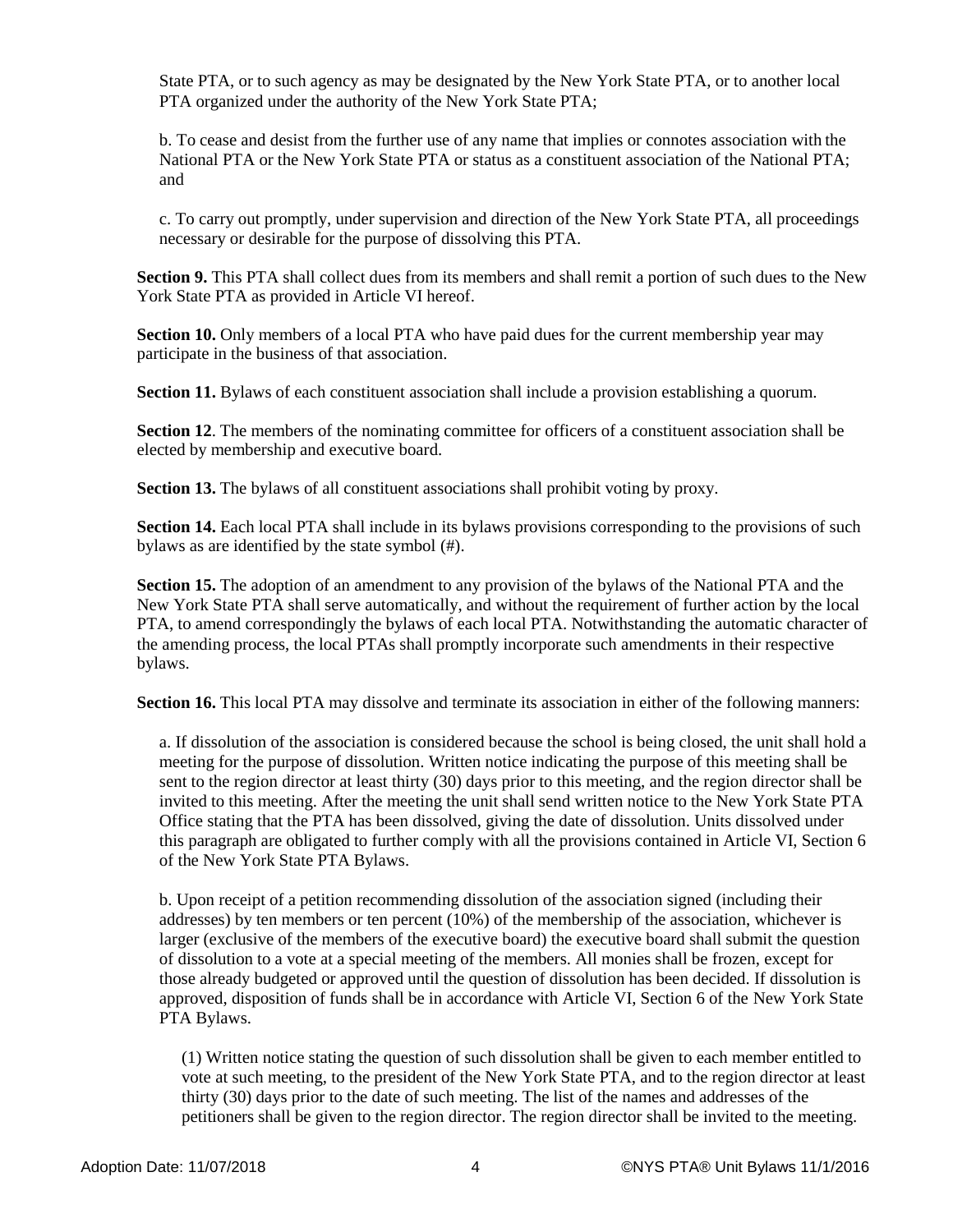State PTA, or to such agency as may be designated by the New York State PTA, or to another local PTA organized under the authority of the New York State PTA;

b. To cease and desist from the further use of any name that implies or connotes association with the National PTA or the New York State PTA or status as a constituent association of the National PTA; and

c. To carry out promptly, under supervision and direction of the New York State PTA, all proceedings necessary or desirable for the purpose of dissolving this PTA.

**Section 9.** This PTA shall collect dues from its members and shall remit a portion of such dues to the New York State PTA as provided in Article VI hereof.

**Section 10.** Only members of a local PTA who have paid dues for the current membership year may participate in the business of that association.

**Section 11.** Bylaws of each constituent association shall include a provision establishing a quorum.

**Section 12**. The members of the nominating committee for officers of a constituent association shall be elected by membership and executive board.

**Section 13.** The bylaws of all constituent associations shall prohibit voting by proxy.

**Section 14.** Each local PTA shall include in its bylaws provisions corresponding to the provisions of such bylaws as are identified by the state symbol (#).

**Section 15.** The adoption of an amendment to any provision of the bylaws of the National PTA and the New York State PTA shall serve automatically, and without the requirement of further action by the local PTA, to amend correspondingly the bylaws of each local PTA. Notwithstanding the automatic character of the amending process, the local PTAs shall promptly incorporate such amendments in their respective bylaws.

**Section 16.** This local PTA may dissolve and terminate its association in either of the following manners:

a. If dissolution of the association is considered because the school is being closed, the unit shall hold a meeting for the purpose of dissolution. Written notice indicating the purpose of this meeting shall be sent to the region director at least thirty (30) days prior to this meeting, and the region director shall be invited to this meeting. After the meeting the unit shall send written notice to the New York State PTA Office stating that the PTA has been dissolved, giving the date of dissolution. Units dissolved under this paragraph are obligated to further comply with all the provisions contained in Article VI, Section 6 of the New York State PTA Bylaws.

b. Upon receipt of a petition recommending dissolution of the association signed (including their addresses) by ten members or ten percent (10%) of the membership of the association, whichever is larger (exclusive of the members of the executive board) the executive board shall submit the question of dissolution to a vote at a special meeting of the members. All monies shall be frozen, except for those already budgeted or approved until the question of dissolution has been decided. If dissolution is approved, disposition of funds shall be in accordance with Article VI, Section 6 of the New York State PTA Bylaws.

(1) Written notice stating the question of such dissolution shall be given to each member entitled to vote at such meeting, to the president of the New York State PTA, and to the region director at least thirty (30) days prior to the date of such meeting. The list of the names and addresses of the petitioners shall be given to the region director. The region director shall be invited to the meeting.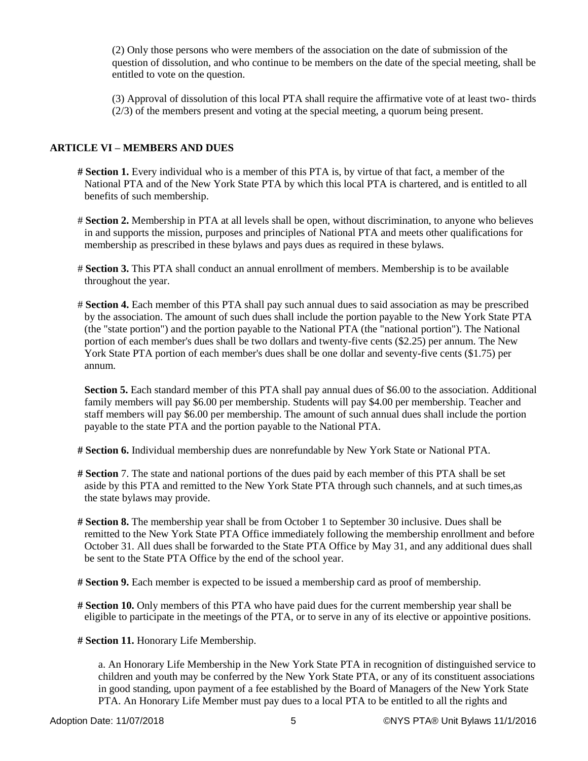(2) Only those persons who were members of the association on the date of submission of the question of dissolution, and who continue to be members on the date of the special meeting, shall be entitled to vote on the question.

(3) Approval of dissolution of this local PTA shall require the affirmative vote of at least two- thirds (2/3) of the members present and voting at the special meeting, a quorum being present.

## ARTICLE VI – MEMBERS AND DUES

**# Section 1.** Every individual who is a member of this PTA is, by virtue of that fact, a member of the National PTA and of the New York State PTA by which this local PTA is chartered, and is entitled to all benefits of such membership.

# **Section 2.** Membership in PTA at all levels shall be open, without discrimination, to anyone who believes in and supports the mission, purposes and principles of National PTA and meets other qualifications for membership as prescribed in these bylaws and pays dues as required in these bylaws.

# **Section 3.** This PTA shall conduct an annual enrollment of members. Membership is to be available throughout the year.

# **Section 4.** Each member of this PTA shall pay such annual dues to said association as may be prescribed by the association. The amount of such dues shall include the portion payable to the New York State PTA (the "state portion") and the portion payable to the National PTA (the "national portion"). The National portion of each member's dues shall be two dollars and twenty-five cents ($2.25) per annum. The New York State PTA portion of each member's dues shall be one dollar and seventy-five cents ($1.75) per annum.

**Section 5.** Each standard member of this PTA shall pay annual dues of $6.00 to the association. Additional family members will pay $6.00 per membership. Students will pay $4.00 per membership. Teacher and staff members will pay $6.00 per membership. The amount of such annual dues shall include the portion payable to the state PTA and the portion payable to the National PTA.

**# Section 6.** Individual membership dues are nonrefundable by New York State or National PTA.

**# Section** 7. The state and national portions of the dues paid by each member of this PTA shall be set aside by this PTA and remitted to the New York State PTA through such channels, and at such times,as the state bylaws may provide.

**# Section 8.** The membership year shall be from October 1 to September 30 inclusive. Dues shall be remitted to the New York State PTA Office immediately following the membership enrollment and before October 31. All dues shall be forwarded to the State PTA Office by May 31, and any additional dues shall be sent to the State PTA Office by the end of the school year.

**# Section 9.** Each member is expected to be issued a membership card as proof of membership.

**# Section 10.** Only members of this PTA who have paid dues for the current membership year shall be eligible to participate in the meetings of the PTA, or to serve in any of its elective or appointive positions.

**# Section 11.** Honorary Life Membership.

a. An Honorary Life Membership in the New York State PTA in recognition of distinguished service to children and youth may be conferred by the New York State PTA, or any of its constituent associations in good standing, upon payment of a fee established by the Board of Managers of the New York State PTA. An Honorary Life Member must pay dues to a local PTA to be entitled to all the rights and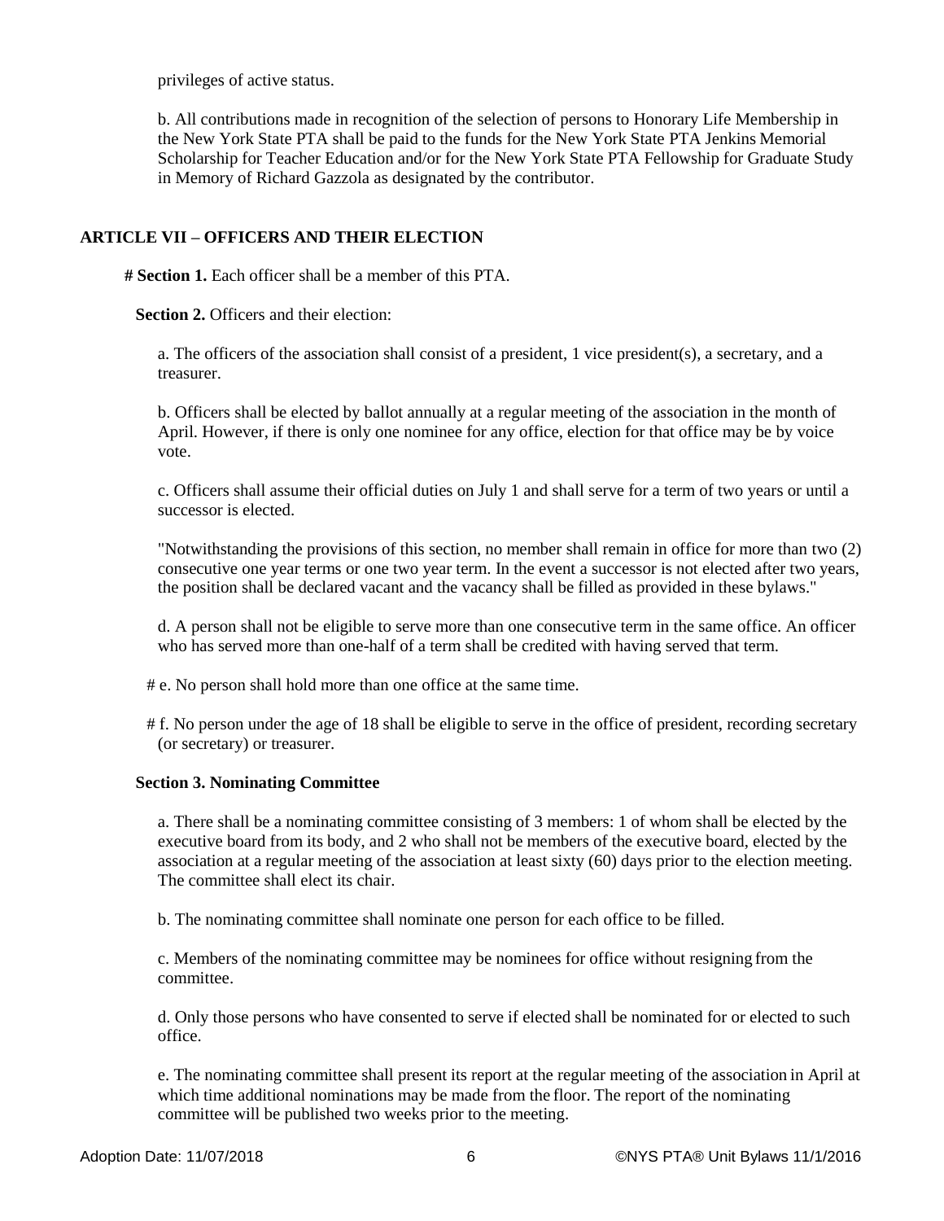privileges of active status.

b. All contributions made in recognition of the selection of persons to Honorary Life Membership in the New York State PTA shall be paid to the funds for the New York State PTA Jenkins Memorial Scholarship for Teacher Education and/or for the New York State PTA Fellowship for Graduate Study in Memory of Richard Gazzola as designated by the contributor.

## ARTICLE VII – OFFICERS AND THEIR ELECTION

**# Section 1.** Each officer shall be a member of this PTA.

**Section 2.** Officers and their election:

a. The officers of the association shall consist of a president, 1 vice president(s), a secretary, and a treasurer.

b. Officers shall be elected by ballot annually at a regular meeting of the association in the month of April. However, if there is only one nominee for any office, election for that office may be by voice vote.

c. Officers shall assume their official duties on July 1 and shall serve for a term of two years or until a successor is elected.

"Notwithstanding the provisions of this section, no member shall remain in office for more than two (2) consecutive one year terms or one two year term. In the event a successor is not elected after two years, the position shall be declared vacant and the vacancy shall be filled as provided in these bylaws."

d. A person shall not be eligible to serve more than one consecutive term in the same office. An officer who has served more than one-half of a term shall be credited with having served that term.

# e. No person shall hold more than one office at the same time.

# f. No person under the age of 18 shall be eligible to serve in the office of president, recording secretary (or secretary) or treasurer.

**Section 3. Nominating Committee**

a. There shall be a nominating committee consisting of 3 members: 1 of whom shall be elected by the executive board from its body, and 2 who shall not be members of the executive board, elected by the association at a regular meeting of the association at least sixty (60) days prior to the election meeting. The committee shall elect its chair.

b. The nominating committee shall nominate one person for each office to be filled.

c. Members of the nominating committee may be nominees for office without resigning from the committee.

d. Only those persons who have consented to serve if elected shall be nominated for or elected to such office.

e. The nominating committee shall present its report at the regular meeting of the association in April at which time additional nominations may be made from the floor. The report of the nominating committee will be published two weeks prior to the meeting.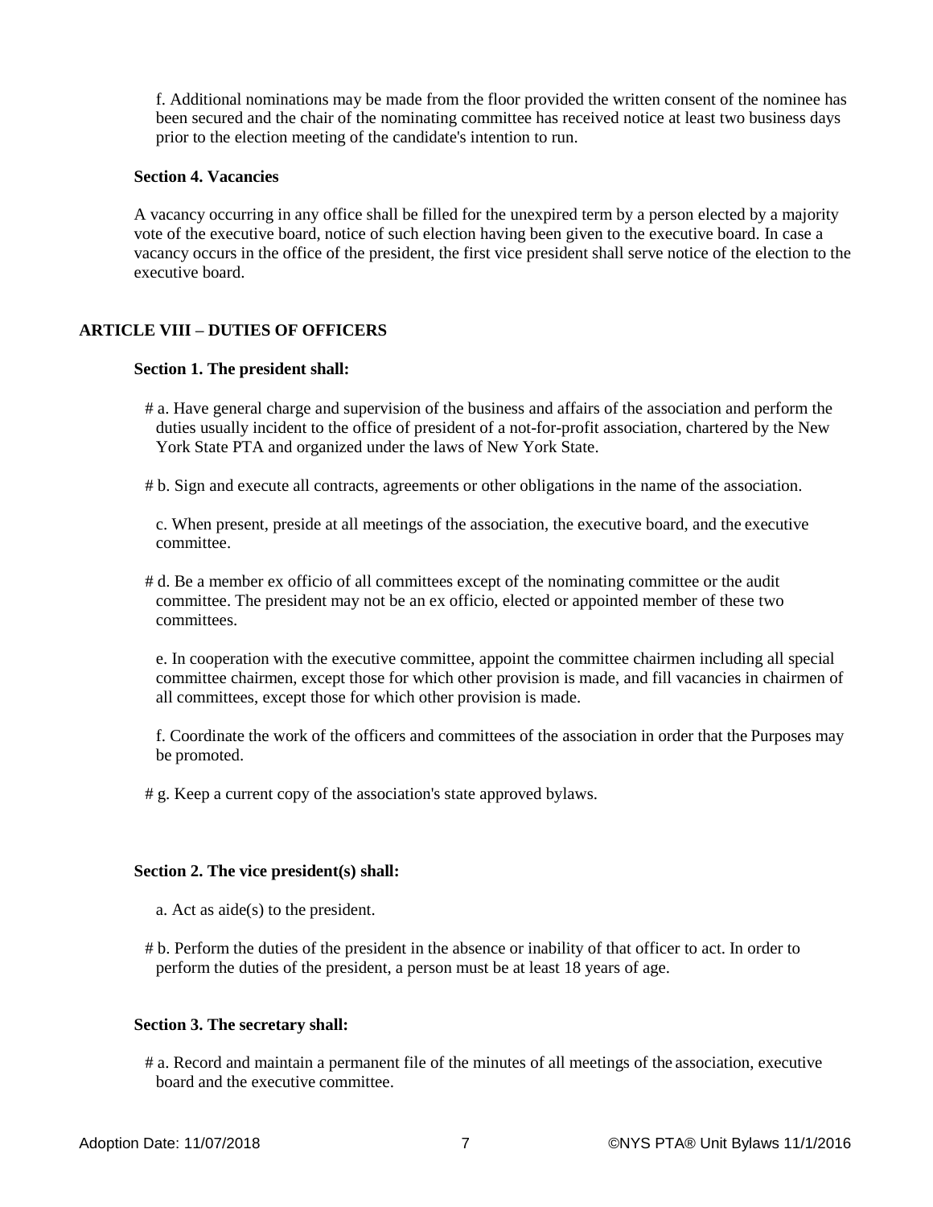f. Additional nominations may be made from the floor provided the written consent of the nominee has been secured and the chair of the nominating committee has received notice at least two business days prior to the election meeting of the candidate's intention to run.

**Section 4. Vacancies**

A vacancy occurring in any office shall be filled for the unexpired term by a person elected by a majority vote of the executive board, notice of such election having been given to the executive board. In case a vacancy occurs in the office of the president, the first vice president shall serve notice of the election to the executive board.

## ARTICLE VIII – DUTIES OF OFFICERS

**Section 1. The president shall:**

# a. Have general charge and supervision of the business and affairs of the association and perform the duties usually incident to the office of president of a not-for-profit association, chartered by the New York State PTA and organized under the laws of New York State.

# b. Sign and execute all contracts, agreements or other obligations in the name of the association.

c. When present, preside at all meetings of the association, the executive board, and the executive committee.

# d. Be a member ex officio of all committees except of the nominating committee or the audit committee. The president may not be an ex officio, elected or appointed member of these two committees.

e. In cooperation with the executive committee, appoint the committee chairmen including all special committee chairmen, except those for which other provision is made, and fill vacancies in chairmen of all committees, except those for which other provision is made.

f. Coordinate the work of the officers and committees of the association in order that the Purposes may be promoted.

# g. Keep a current copy of the association's state approved bylaws.

**Section 2. The vice president(s) shall:**

a. Act as aide(s) to the president.

# b. Perform the duties of the president in the absence or inability of that officer to act. In order to perform the duties of the president, a person must be at least 18 years of age.

**Section 3. The secretary shall:**

# a. Record and maintain a permanent file of the minutes of all meetings of the association, executive board and the executive committee.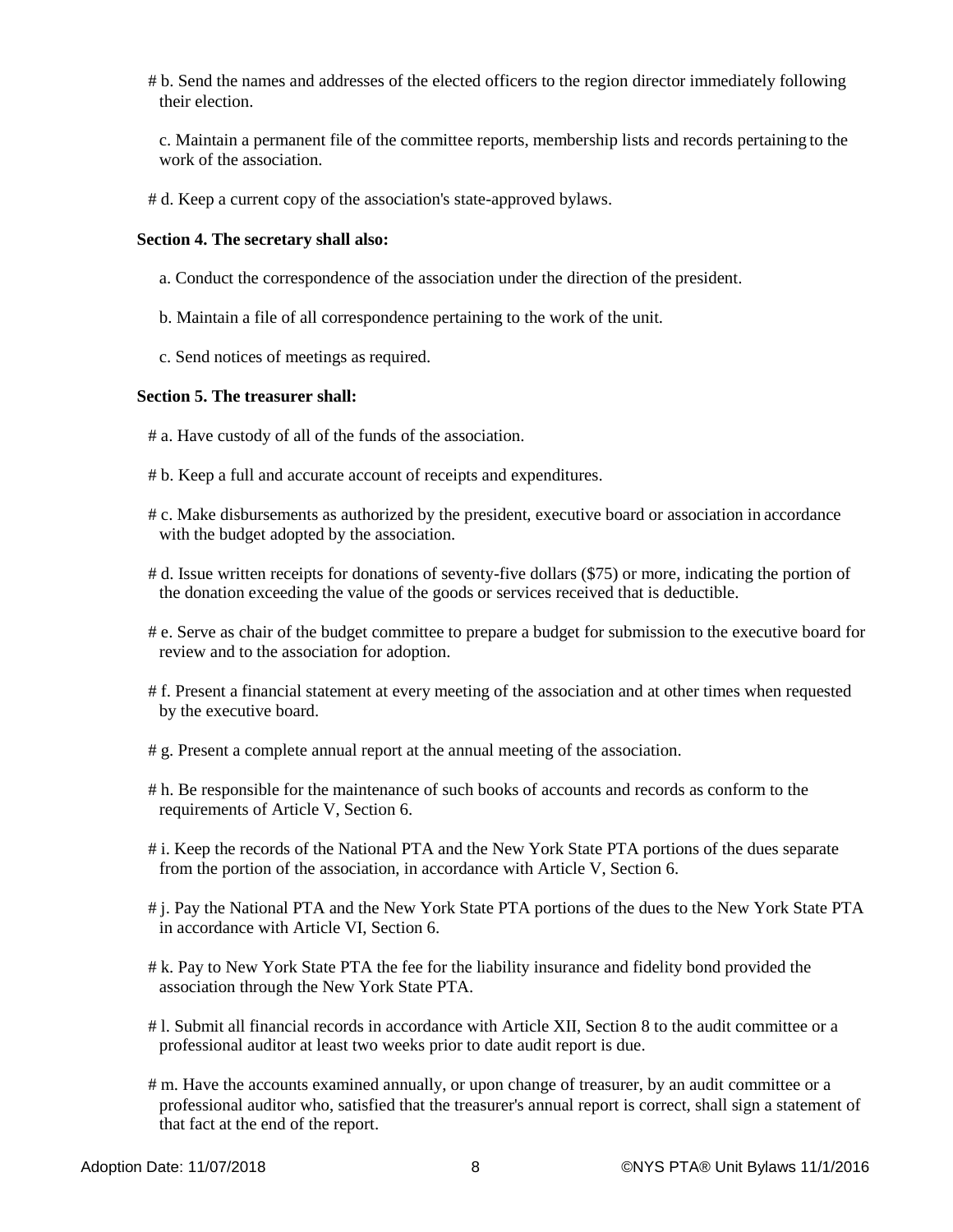# b. Send the names and addresses of the elected officers to the region director immediately following their election.

c. Maintain a permanent file of the committee reports, membership lists and records pertaining to the work of the association.

# d. Keep a current copy of the association's state-approved bylaws.

**Section 4. The secretary shall also:**

a. Conduct the correspondence of the association under the direction of the president.

b. Maintain a file of all correspondence pertaining to the work of the unit.

c. Send notices of meetings as required.

**Section 5. The treasurer shall:**

# a. Have custody of all of the funds of the association.

# b. Keep a full and accurate account of receipts and expenditures.

# c. Make disbursements as authorized by the president, executive board or association in accordance with the budget adopted by the association.

# d. Issue written receipts for donations of seventy-five dollars ($75) or more, indicating the portion of the donation exceeding the value of the goods or services received that is deductible.

# e. Serve as chair of the budget committee to prepare a budget for submission to the executive board for review and to the association for adoption.

# f. Present a financial statement at every meeting of the association and at other times when requested by the executive board.

# g. Present a complete annual report at the annual meeting of the association.

# h. Be responsible for the maintenance of such books of accounts and records as conform to the requirements of Article V, Section 6.

# i. Keep the records of the National PTA and the New York State PTA portions of the dues separate from the portion of the association, in accordance with Article V, Section 6.

# j. Pay the National PTA and the New York State PTA portions of the dues to the New York State PTA in accordance with Article VI, Section 6.

# k. Pay to New York State PTA the fee for the liability insurance and fidelity bond provided the association through the New York State PTA.

# l. Submit all financial records in accordance with Article XII, Section 8 to the audit committee or a professional auditor at least two weeks prior to date audit report is due.

# m. Have the accounts examined annually, or upon change of treasurer, by an audit committee or a professional auditor who, satisfied that the treasurer's annual report is correct, shall sign a statement of that fact at the end of the report.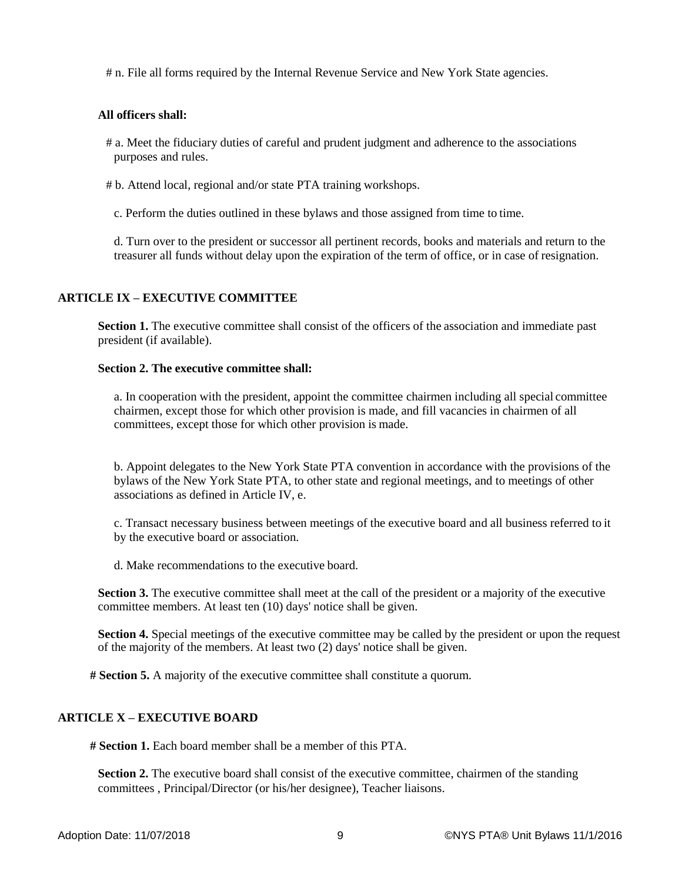# n. File all forms required by the Internal Revenue Service and New York State agencies.

**All officers shall:**

# a. Meet the fiduciary duties of careful and prudent judgment and adherence to the associations purposes and rules.

# b. Attend local, regional and/or state PTA training workshops.

c. Perform the duties outlined in these bylaws and those assigned from time to time.

d. Turn over to the president or successor all pertinent records, books and materials and return to the treasurer all funds without delay upon the expiration of the term of office, or in case of resignation.

## ARTICLE IX – EXECUTIVE COMMITTEE

**Section 1.** The executive committee shall consist of the officers of the association and immediate past president (if available).

**Section 2. The executive committee shall:**

a. In cooperation with the president, appoint the committee chairmen including all special committee chairmen, except those for which other provision is made, and fill vacancies in chairmen of all committees, except those for which other provision is made.

b. Appoint delegates to the New York State PTA convention in accordance with the provisions of the bylaws of the New York State PTA, to other state and regional meetings, and to meetings of other associations as defined in Article IV, e.

c. Transact necessary business between meetings of the executive board and all business referred to it by the executive board or association.

d. Make recommendations to the executive board.

**Section 3.** The executive committee shall meet at the call of the president or a majority of the executive committee members. At least ten (10) days' notice shall be given.

**Section 4.** Special meetings of the executive committee may be called by the president or upon the request of the majority of the members. At least two (2) days' notice shall be given.

**# Section 5.** A majority of the executive committee shall constitute a quorum.

## ARTICLE X – EXECUTIVE BOARD

**# Section 1.** Each board member shall be a member of this PTA.

**Section 2.** The executive board shall consist of the executive committee, chairmen of the standing committees , Principal/Director (or his/her designee), Teacher liaisons.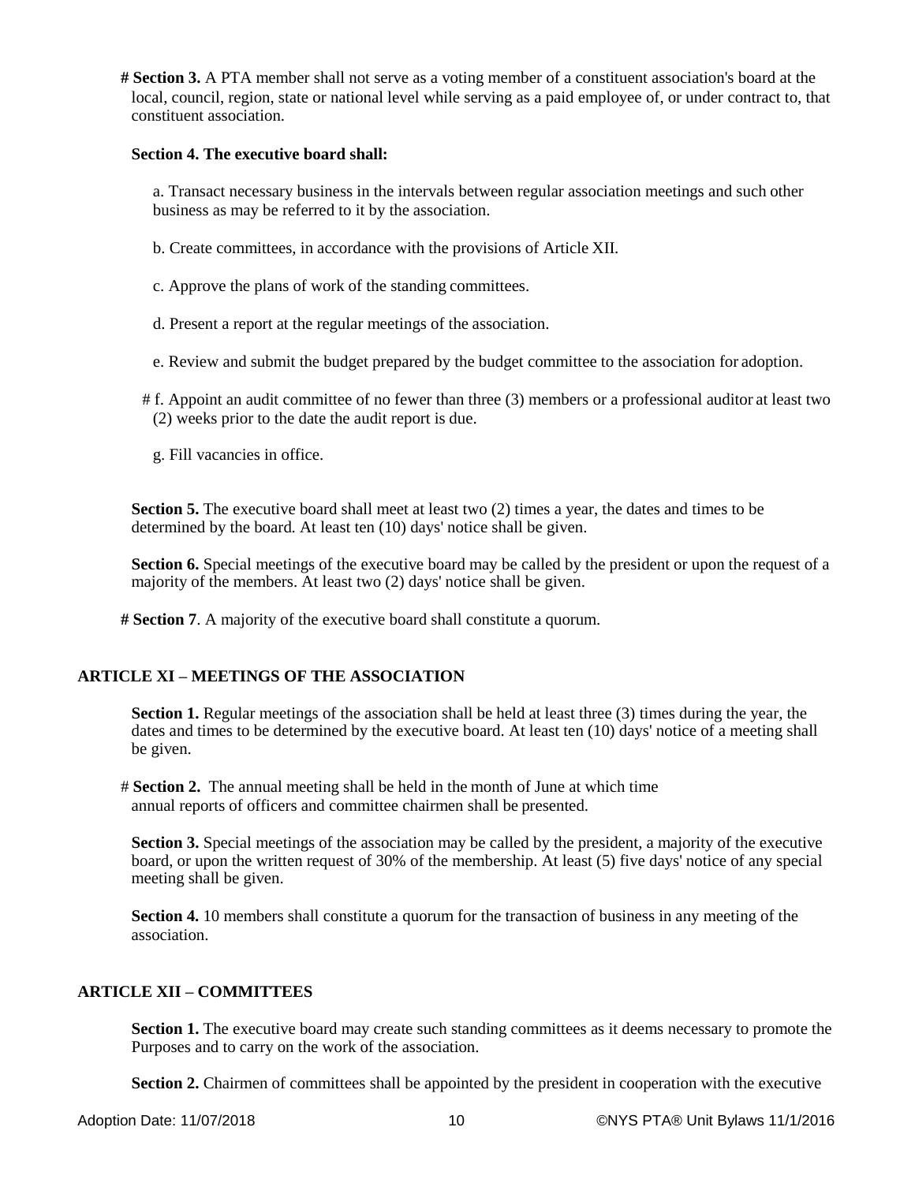**# Section 3.** A PTA member shall not serve as a voting member of a constituent association's board at the local, council, region, state or national level while serving as a paid employee of, or under contract to, that constituent association.

**Section 4. The executive board shall:**

a. Transact necessary business in the intervals between regular association meetings and such other business as may be referred to it by the association.

b. Create committees, in accordance with the provisions of Article XII.

c. Approve the plans of work of the standing committees.

d. Present a report at the regular meetings of the association.

e. Review and submit the budget prepared by the budget committee to the association for adoption.

# f. Appoint an audit committee of no fewer than three (3) members or a professional auditor at least two (2) weeks prior to the date the audit report is due.

g. Fill vacancies in office.

**Section 5.** The executive board shall meet at least two (2) times a year, the dates and times to be determined by the board. At least ten (10) days' notice shall be given.

**Section 6.** Special meetings of the executive board may be called by the president or upon the request of a majority of the members. At least two (2) days' notice shall be given.

**# Section 7**. A majority of the executive board shall constitute a quorum.

## ARTICLE XI – MEETINGS OF THE ASSOCIATION

**Section 1.** Regular meetings of the association shall be held at least three (3) times during the year, the dates and times to be determined by the executive board. At least ten (10) days' notice of a meeting shall be given.

# **Section 2.** The annual meeting shall be held in the month of June at which time annual reports of officers and committee chairmen shall be presented.

**Section 3.** Special meetings of the association may be called by the president, a majority of the executive board, or upon the written request of 30% of the membership. At least (5) five days' notice of any special meeting shall be given.

**Section 4.** 10 members shall constitute a quorum for the transaction of business in any meeting of the association.

## ARTICLE XII – COMMITTEES

**Section 1.** The executive board may create such standing committees as it deems necessary to promote the Purposes and to carry on the work of the association.

**Section 2.** Chairmen of committees shall be appointed by the president in cooperation with the executive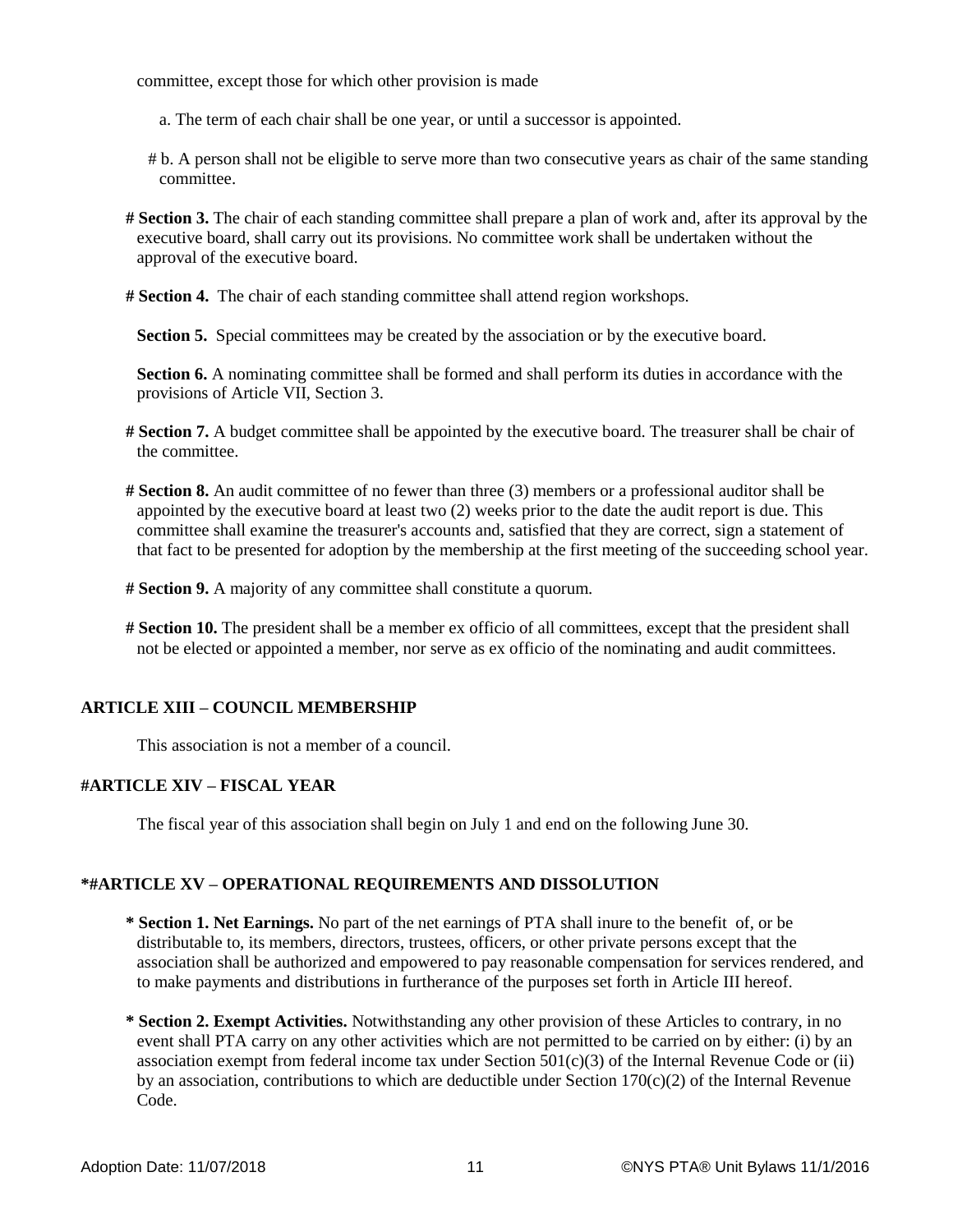committee, except those for which other provision is made

a. The term of each chair shall be one year, or until a successor is appointed.

# b. A person shall not be eligible to serve more than two consecutive years as chair of the same standing committee.

**# Section 3.** The chair of each standing committee shall prepare a plan of work and, after its approval by the executive board, shall carry out its provisions. No committee work shall be undertaken without the approval of the executive board.

**# Section 4.** The chair of each standing committee shall attend region workshops.

**Section 5.** Special committees may be created by the association or by the executive board.

**Section 6.** A nominating committee shall be formed and shall perform its duties in accordance with the provisions of Article VII, Section 3.

**# Section 7.** A budget committee shall be appointed by the executive board. The treasurer shall be chair of the committee.

**# Section 8.** An audit committee of no fewer than three (3) members or a professional auditor shall be appointed by the executive board at least two (2) weeks prior to the date the audit report is due. This committee shall examine the treasurer's accounts and, satisfied that they are correct, sign a statement of that fact to be presented for adoption by the membership at the first meeting of the succeeding school year.

**# Section 9.** A majority of any committee shall constitute a quorum.

**# Section 10.** The president shall be a member ex officio of all committees, except that the president shall not be elected or appointed a member, nor serve as ex officio of the nominating and audit committees.

## ARTICLE XIII – COUNCIL MEMBERSHIP

This association is not a member of a council.

## #ARTICLE XIV – FISCAL YEAR

The fiscal year of this association shall begin on July 1 and end on the following June 30.

## *#ARTICLE XV – OPERATIONAL REQUIREMENTS AND DISSOLUTION

**\* Section 1. Net Earnings.** No part of the net earnings of PTA shall inure to the benefit of, or be distributable to, its members, directors, trustees, officers, or other private persons except that the association shall be authorized and empowered to pay reasonable compensation for services rendered, and to make payments and distributions in furtherance of the purposes set forth in Article III hereof.

**\* Section 2. Exempt Activities.** Notwithstanding any other provision of these Articles to contrary, in no event shall PTA carry on any other activities which are not permitted to be carried on by either: (i) by an association exempt from federal income tax under Section 501(c)(3) of the Internal Revenue Code or (ii) by an association, contributions to which are deductible under Section 170(c)(2) of the Internal Revenue Code.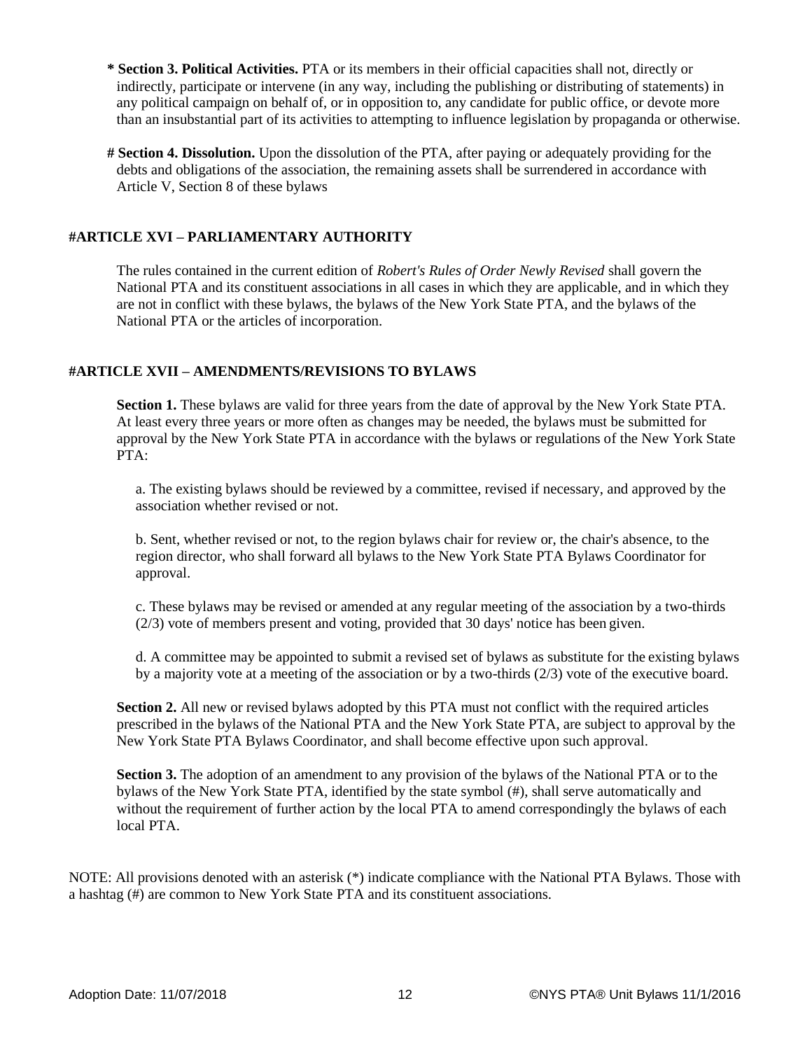**\* Section 3. Political Activities.** PTA or its members in their official capacities shall not, directly or indirectly, participate or intervene (in any way, including the publishing or distributing of statements) in any political campaign on behalf of, or in opposition to, any candidate for public office, or devote more than an insubstantial part of its activities to attempting to influence legislation by propaganda or otherwise.

**# Section 4. Dissolution.** Upon the dissolution of the PTA, after paying or adequately providing for the debts and obligations of the association, the remaining assets shall be surrendered in accordance with Article V, Section 8 of these bylaws

## #ARTICLE XVI – PARLIAMENTARY AUTHORITY

The rules contained in the current edition of *Robert's Rules of Order Newly Revised* shall govern the National PTA and its constituent associations in all cases in which they are applicable, and in which they are not in conflict with these bylaws, the bylaws of the New York State PTA, and the bylaws of the National PTA or the articles of incorporation.

## #ARTICLE XVII – AMENDMENTS/REVISIONS TO BYLAWS

**Section 1.** These bylaws are valid for three years from the date of approval by the New York State PTA. At least every three years or more often as changes may be needed, the bylaws must be submitted for approval by the New York State PTA in accordance with the bylaws or regulations of the New York State PTA:

a. The existing bylaws should be reviewed by a committee, revised if necessary, and approved by the association whether revised or not.

b. Sent, whether revised or not, to the region bylaws chair for review or, the chair's absence, to the region director, who shall forward all bylaws to the New York State PTA Bylaws Coordinator for approval.

c. These bylaws may be revised or amended at any regular meeting of the association by a two-thirds (2/3) vote of members present and voting, provided that 30 days' notice has been given.

d. A committee may be appointed to submit a revised set of bylaws as substitute for the existing bylaws by a majority vote at a meeting of the association or by a two-thirds (2/3) vote of the executive board.

**Section 2.** All new or revised bylaws adopted by this PTA must not conflict with the required articles prescribed in the bylaws of the National PTA and the New York State PTA, are subject to approval by the New York State PTA Bylaws Coordinator, and shall become effective upon such approval.

**Section 3.** The adoption of an amendment to any provision of the bylaws of the National PTA or to the bylaws of the New York State PTA, identified by the state symbol (#), shall serve automatically and without the requirement of further action by the local PTA to amend correspondingly the bylaws of each local PTA.

NOTE: All provisions denoted with an asterisk (*) indicate compliance with the National PTA Bylaws. Those with a hashtag (#) are common to New York State PTA and its constituent associations.

Adoption Date: 11/07/2018

©NYS PTA® Unit Bylaws 11/1/2016